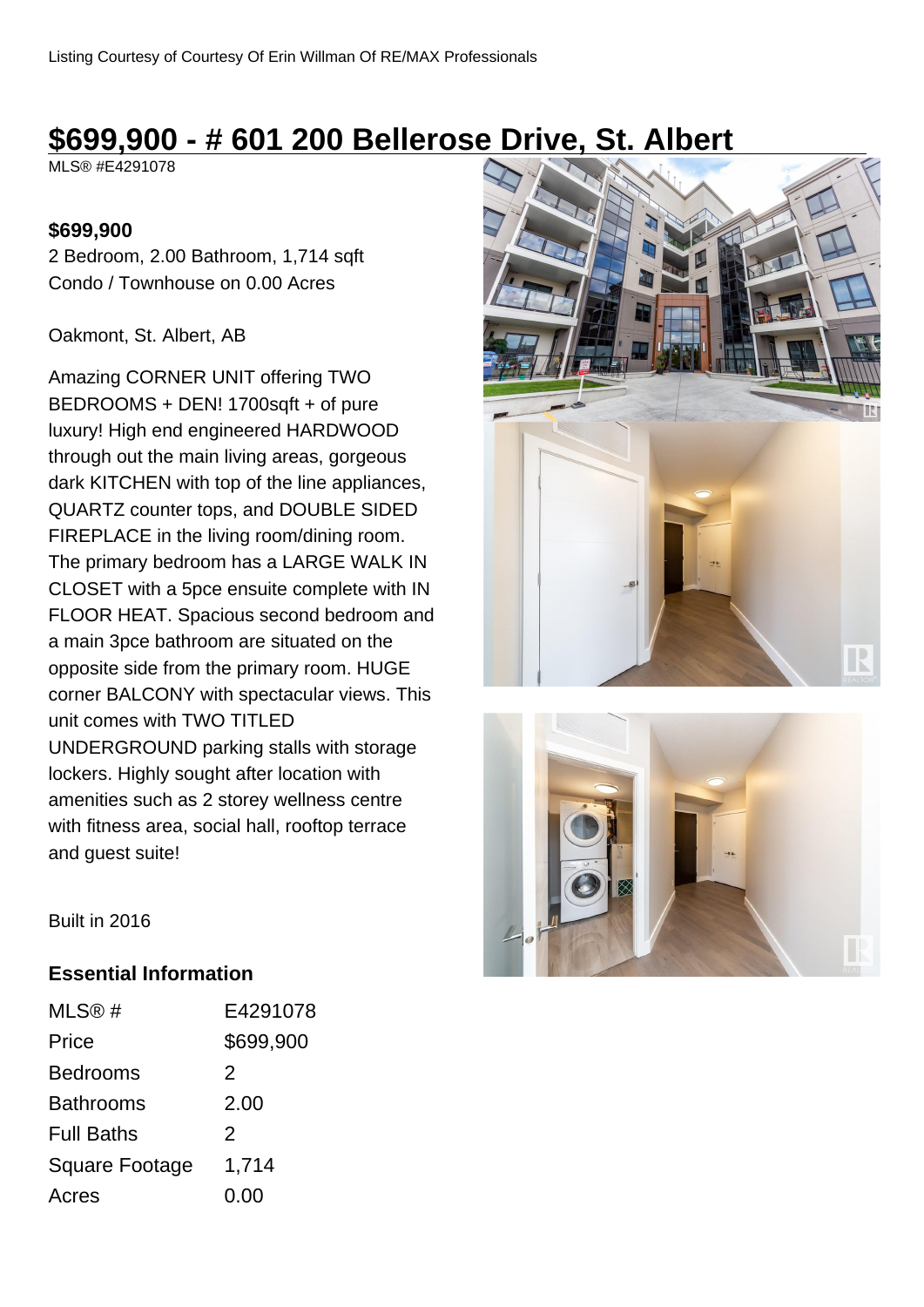Listing Courtesy of Courtesy Of Erin Willman Of RE/MAX Professionals

# $699,900 - # 601 200 Bellerose Drive, St. Albert

MLS® #E4291078

**$699,900**

2 Bedroom, 2.00 Bathroom, 1,714 sqft

Condo / Townhouse on 0.00 Acres

Oakmont, St. Albert, AB

Amazing CORNER UNIT offering TWO BEDROOMS + DEN! 1700sqft + of pure luxury! High end engineered HARDWOOD through out the main living areas, gorgeous dark KITCHEN with top of the line appliances, QUARTZ counter tops, and DOUBLE SIDED FIREPLACE in the living room/dining room. The primary bedroom has a LARGE WALK IN CLOSET with a 5pce ensuite complete with IN FLOOR HEAT. Spacious second bedroom and a main 3pce bathroom are situated on the opposite side from the primary room. HUGE corner BALCONY with spectacular views. This unit comes with TWO TITLED UNDERGROUND parking stalls with storage lockers. Highly sought after location with amenities such as 2 storey wellness centre with fitness area, social hall, rooftop terrace and guest suite!

Built in 2016

## Essential Information

| | |
|---|---|
| MLS® # | E4291078 |
| Price | $699,900 |
| Bedrooms | 2 |
| Bathrooms | 2.00 |
| Full Baths | 2 |
| Square Footage | 1,714 |
| Acres | 0.00 |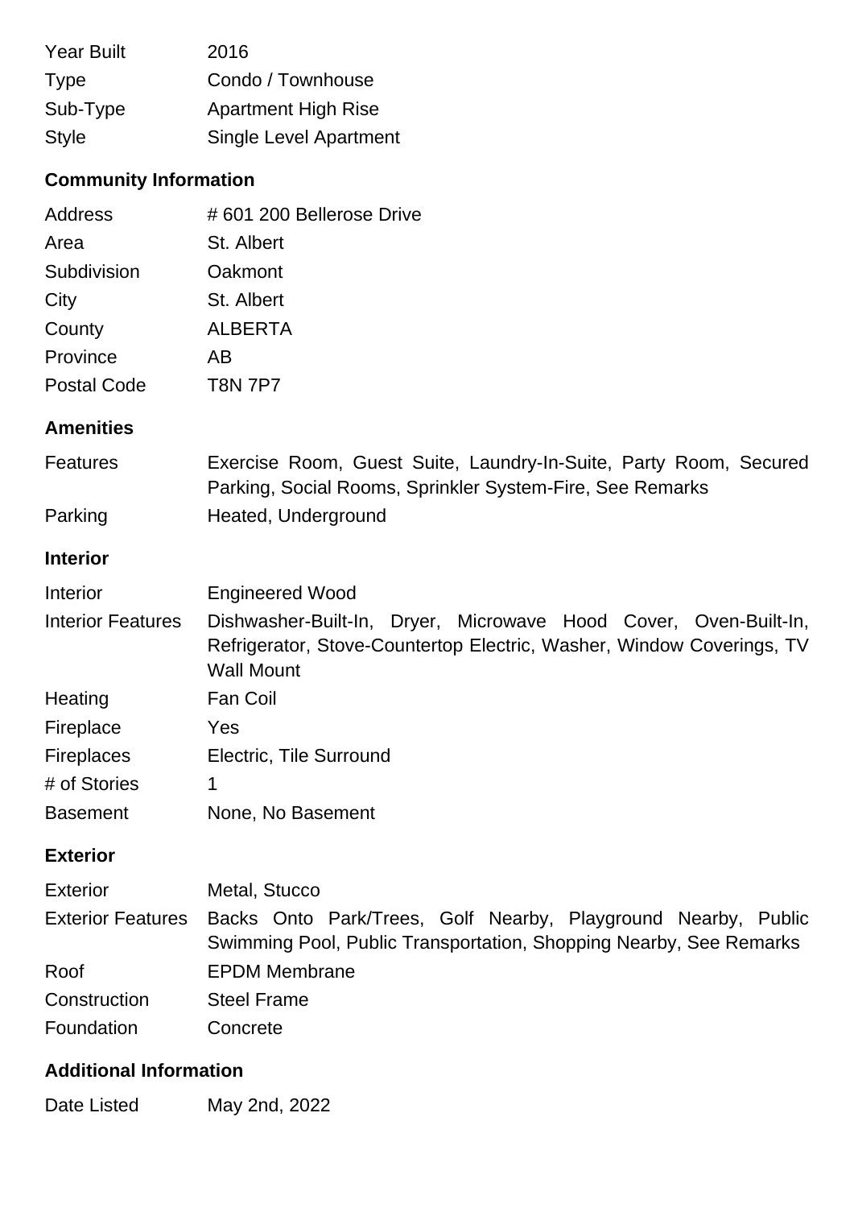| | |
|---|---|
| Year Built | 2016 |
| Type | Condo / Townhouse |
| Sub-Type | Apartment High Rise |
| Style | Single Level Apartment |

## Community Information

| | |
|---|---|
| Address | # 601 200 Bellerose Drive |
| Area | St. Albert |
| Subdivision | Oakmont |
| City | St. Albert |
| County | ALBERTA |
| Province | AB |
| Postal Code | T8N 7P7 |

## Amenities

| | |
|---|---|
| Features | Exercise Room, Guest Suite, Laundry-In-Suite, Party Room, Secured Parking, Social Rooms, Sprinkler System-Fire, See Remarks |
| Parking | Heated, Underground |

## Interior

| | |
|---|---|
| Interior | Engineered Wood |
| Interior Features | Dishwasher-Built-In, Dryer, Microwave Hood Cover, Oven-Built-In, Refrigerator, Stove-Countertop Electric, Washer, Window Coverings, TV Wall Mount |
| Heating | Fan Coil |
| Fireplace | Yes |
| Fireplaces | Electric, Tile Surround |
| # of Stories | 1 |
| Basement | None, No Basement |

## Exterior

| | |
|---|---|
| Exterior | Metal, Stucco |
| Exterior Features | Backs Onto Park/Trees, Golf Nearby, Playground Nearby, Public Swimming Pool, Public Transportation, Shopping Nearby, See Remarks |
| Roof | EPDM Membrane |
| Construction | Steel Frame |
| Foundation | Concrete |

## Additional Information

| | |
|---|---|
| Date Listed | May 2nd, 2022 |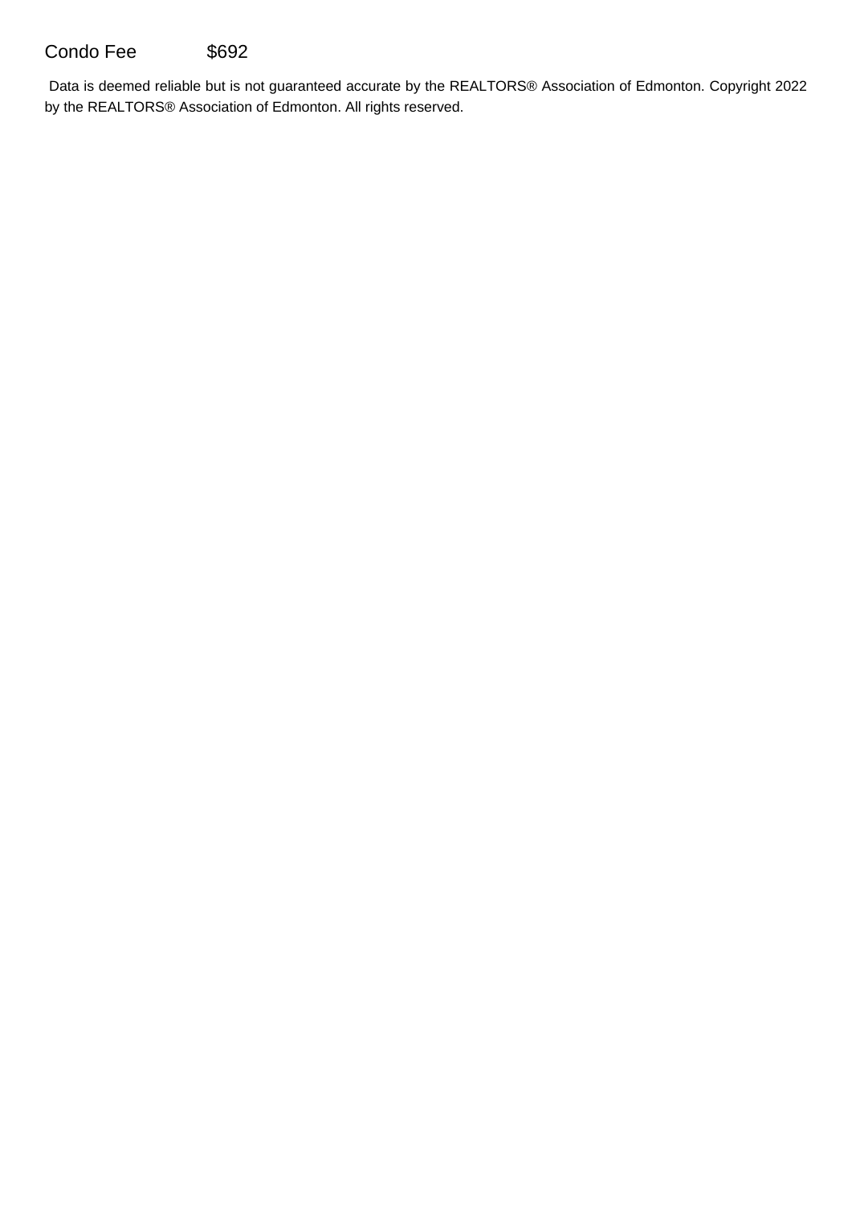| | |
|---|---|
| Condo Fee | $692 |

Data is deemed reliable but is not guaranteed accurate by the REALTORS® Association of Edmonton. Copyright 2022 by the REALTORS® Association of Edmonton. All rights reserved.